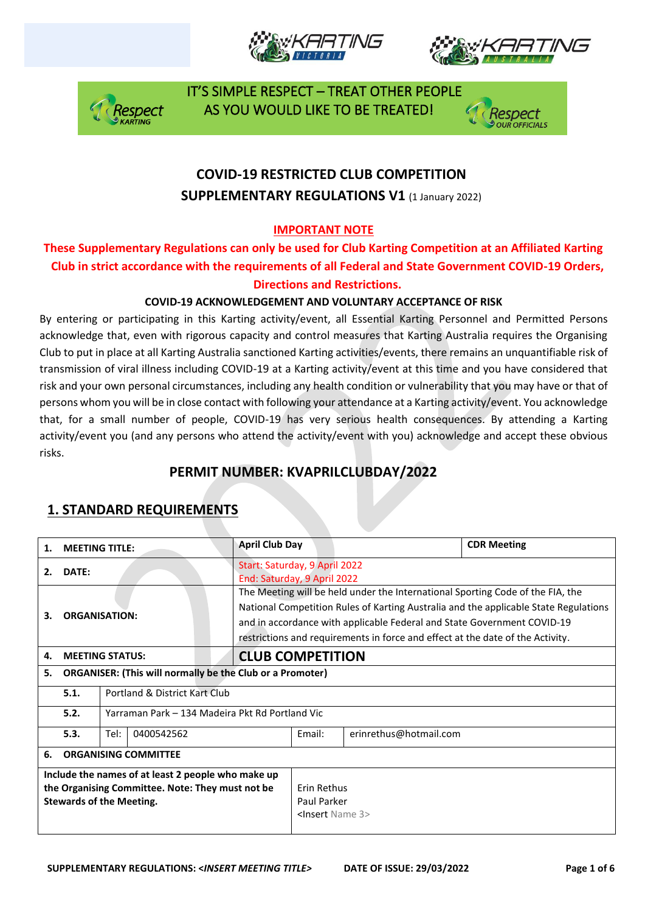IT'S SIMPLE RESPECT – TREAT OTHER PEOPLE AS YOU WOULD LIKE TO BE TREATED!

# COVID-19 RESTRICTED CLUB COMPETITION

## SUPPLEMENTARY REGULATIONS V1 (1 January 2022)

**IMPORTANT NOTE**

**These Supplementary Regulations can only be used for Club Karting Competition at an Affiliated Karting Club in strict accordance with the requirements of all Federal and State Government COVID-19 Orders, Directions and Restrictions.**

**COVID-19 ACKNOWLEDGEMENT AND VOLUNTARY ACCEPTANCE OF RISK**

By entering or participating in this Karting activity/event, all Essential Karting Personnel and Permitted Persons acknowledge that, even with rigorous capacity and control measures that Karting Australia requires the Organising Club to put in place at all Karting Australia sanctioned Karting activities/events, there remains an unquantifiable risk of transmission of viral illness including COVID-19 at a Karting activity/event at this time and you have considered that risk and your own personal circumstances, including any health condition or vulnerability that you may have or that of persons whom you will be in close contact with following your attendance at a Karting activity/event. You acknowledge that, for a small number of people, COVID-19 has very serious health consequences. By attending a Karting activity/event you (and any persons who attend the activity/event with you) acknowledge and accept these obvious risks.

## PERMIT NUMBER: KVAPRILCLUBDAY/2022

## 1. STANDARD REQUIREMENTS

| | | | | | |
|---|---|---|---|---|---|
| **1.** | **MEETING TITLE:** | | **April Club Day** | | **CDR Meeting** |
| **2.** | **DATE:** | | Start: Saturday, 9 April 2022<br>End: Saturday, 9 April 2022 | | |
| **3.** | **ORGANISATION:** | | The Meeting will be held under the International Sporting Code of the FIA, the National Competition Rules of Karting Australia and the applicable State Regulations and in accordance with applicable Federal and State Government COVID-19 restrictions and requirements in force and effect at the date of the Activity. | | |
| **4.** | **MEETING STATUS:** | | **CLUB COMPETITION** | | |
| **5.** | **ORGANISER: (This will normally be the Club or a Promoter)** | | | | |
| | **5.1.** | Portland & District Kart Club | | | |
| | **5.2.** | Yarraman Park – 134 Madeira Pkt Rd Portland Vic | | | |
| | **5.3.** | Tel: 0400542562 | | Email: | erinrethus@hotmail.com |
| **6.** | **ORGANISING COMMITTEE** | | | | |
| **Include the names of at least 2 people who make up the Organising Committee. Note: They must not be Stewards of the Meeting.** | | | Erin Rethus<br>Paul Parker<br><Insert Name 3> | | |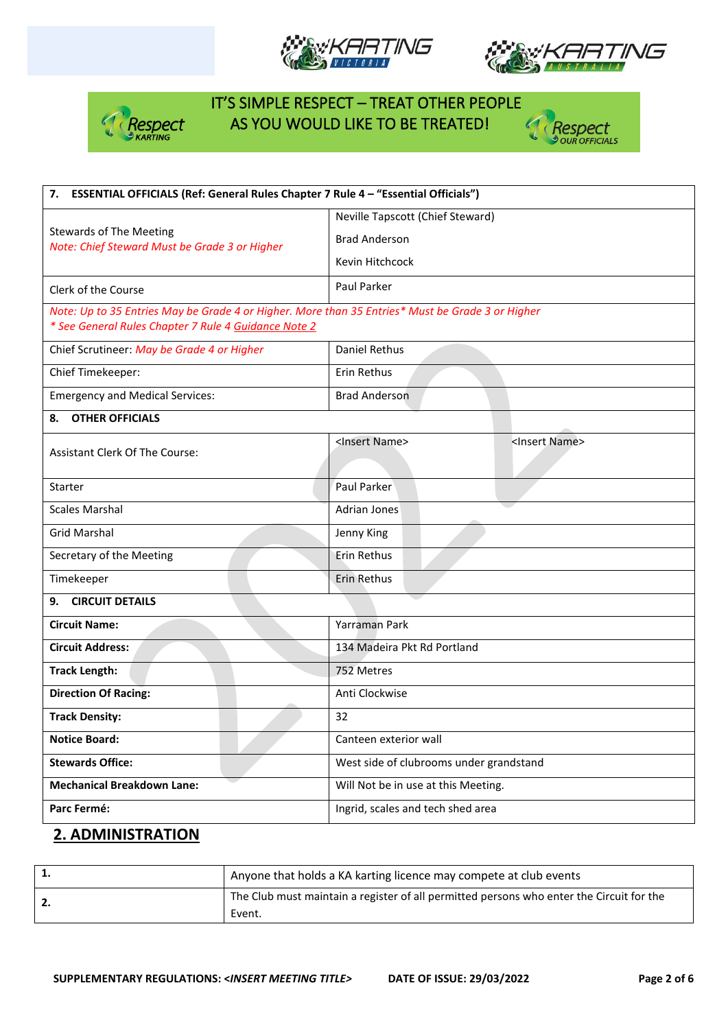**IT'S SIMPLE RESPECT – TREAT OTHER PEOPLE AS YOU WOULD LIKE TO BE TREATED!**

| **7. ESSENTIAL OFFICIALS (Ref: General Rules Chapter 7 Rule 4 – "Essential Officials")** | | |
|---|---|---|
| Stewards of The Meeting<br>*Note: Chief Steward Must be Grade 3 or Higher* | Neville Tapscott (Chief Steward)<br>Brad Anderson<br>Kevin Hitchcock | |
| Clerk of the Course | Paul Parker | |
| *Note: Up to 35 Entries May be Grade 4 or Higher. More than 35 Entries* Must be Grade 3 or Higher*<br>** See General Rules Chapter 7 Rule 4 Guidance Note 2* | | |
| Chief Scrutineer: *May be Grade 4 or Higher* | Daniel Rethus | |
| Chief Timekeeper: | Erin Rethus | |
| Emergency and Medical Services: | Brad Anderson | |
| **8. OTHER OFFICIALS** | | |
| Assistant Clerk Of The Course: | <Insert Name> | <Insert Name> |
| Starter | Paul Parker | |
| Scales Marshal | Adrian Jones | |
| Grid Marshal | Jenny King | |
| Secretary of the Meeting | Erin Rethus | |
| Timekeeper | Erin Rethus | |
| **9. CIRCUIT DETAILS** | | |
| **Circuit Name:** | Yarraman Park | |
| **Circuit Address:** | 134 Madeira Pkt Rd Portland | |
| **Track Length:** | 752 Metres | |
| **Direction Of Racing:** | Anti Clockwise | |
| **Track Density:** | 32 | |
| **Notice Board:** | Canteen exterior wall | |
| **Stewards Office:** | West side of clubrooms under grandstand | |
| **Mechanical Breakdown Lane:** | Will Not be in use at this Meeting. | |
| **Parc Fermé:** | Ingrid, scales and tech shed area | |

## 2. ADMINISTRATION

| | |
|---|---|
| **1.** | Anyone that holds a KA karting licence may compete at club events |
| **2.** | The Club must maintain a register of all permitted persons who enter the Circuit for the Event. |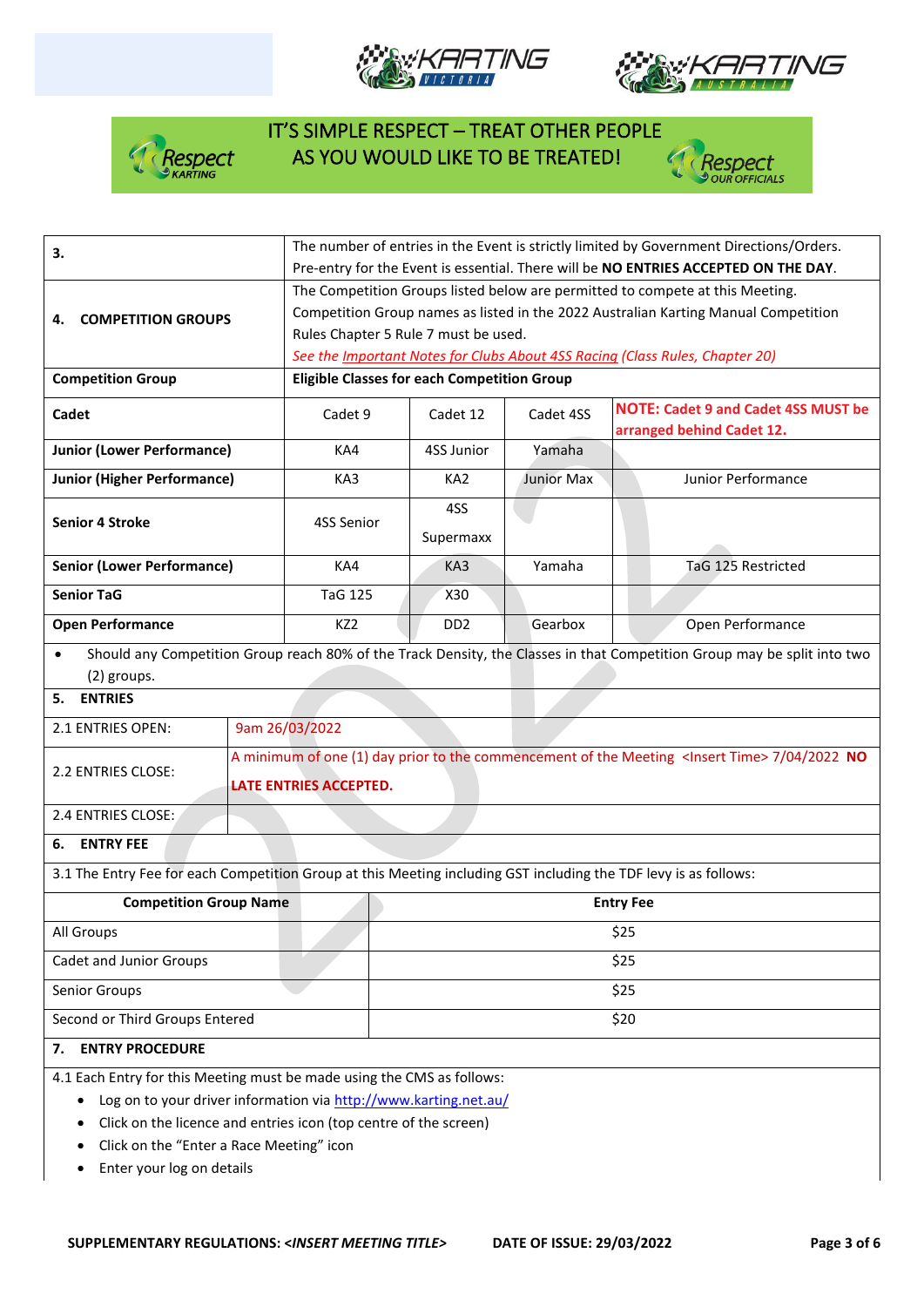IT'S SIMPLE RESPECT – TREAT OTHER PEOPLE AS YOU WOULD LIKE TO BE TREATED!

| | | | | |
|---|---|---|---|---|
| **3.** | The number of entries in the Event is strictly limited by Government Directions/Orders. Pre-entry for the Event is essential. There will be **NO ENTRIES ACCEPTED ON THE DAY**. | | | |
| **4. COMPETITION GROUPS** | The Competition Groups listed below are permitted to compete at this Meeting. Competition Group names as listed in the 2022 Australian Karting Manual Competition Rules Chapter 5 Rule 7 must be used. *See the Important Notes for Clubs About 4SS Racing (Class Rules, Chapter 20)* | | | |
| **Competition Group** | **Eligible Classes for each Competition Group** | | | |
| **Cadet** | Cadet 9 | Cadet 12 | Cadet 4SS | **NOTE: Cadet 9 and Cadet 4SS MUST be arranged behind Cadet 12.** |
| **Junior (Lower Performance)** | KA4 | 4SS Junior | Yamaha | |
| **Junior (Higher Performance)** | KA3 | KA2 | Junior Max | Junior Performance |
| **Senior 4 Stroke** | 4SS Senior | 4SS Supermaxx | | |
| **Senior (Lower Performance)** | KA4 | KA3 | Yamaha | TaG 125 Restricted |
| **Senior TaG** | TaG 125 | X30 | | |
| **Open Performance** | KZ2 | DD2 | Gearbox | Open Performance |

- Should any Competition Group reach 80% of the Track Density, the Classes in that Competition Group may be split into two (2) groups.

## 5. ENTRIES

| | |
|---|---|
| 2.1 ENTRIES OPEN: | 9am 26/03/2022 |
| 2.2 ENTRIES CLOSE: | A minimum of one (1) day prior to the commencement of the Meeting <Insert Time> 7/04/2022 **NO LATE ENTRIES ACCEPTED.** |
| 2.4 ENTRIES CLOSE: | |

## 6. ENTRY FEE

3.1 The Entry Fee for each Competition Group at this Meeting including GST including the TDF levy is as follows:

| Competition Group Name | Entry Fee |
|---|---|
| All Groups | $25 |
| Cadet and Junior Groups | $25 |
| Senior Groups | $25 |
| Second or Third Groups Entered | $20 |

## 7. ENTRY PROCEDURE

4.1 Each Entry for this Meeting must be made using the CMS as follows:

- Log on to your driver information via http://www.karting.net.au/
- Click on the licence and entries icon (top centre of the screen)
- Click on the "Enter a Race Meeting" icon
- Enter your log on details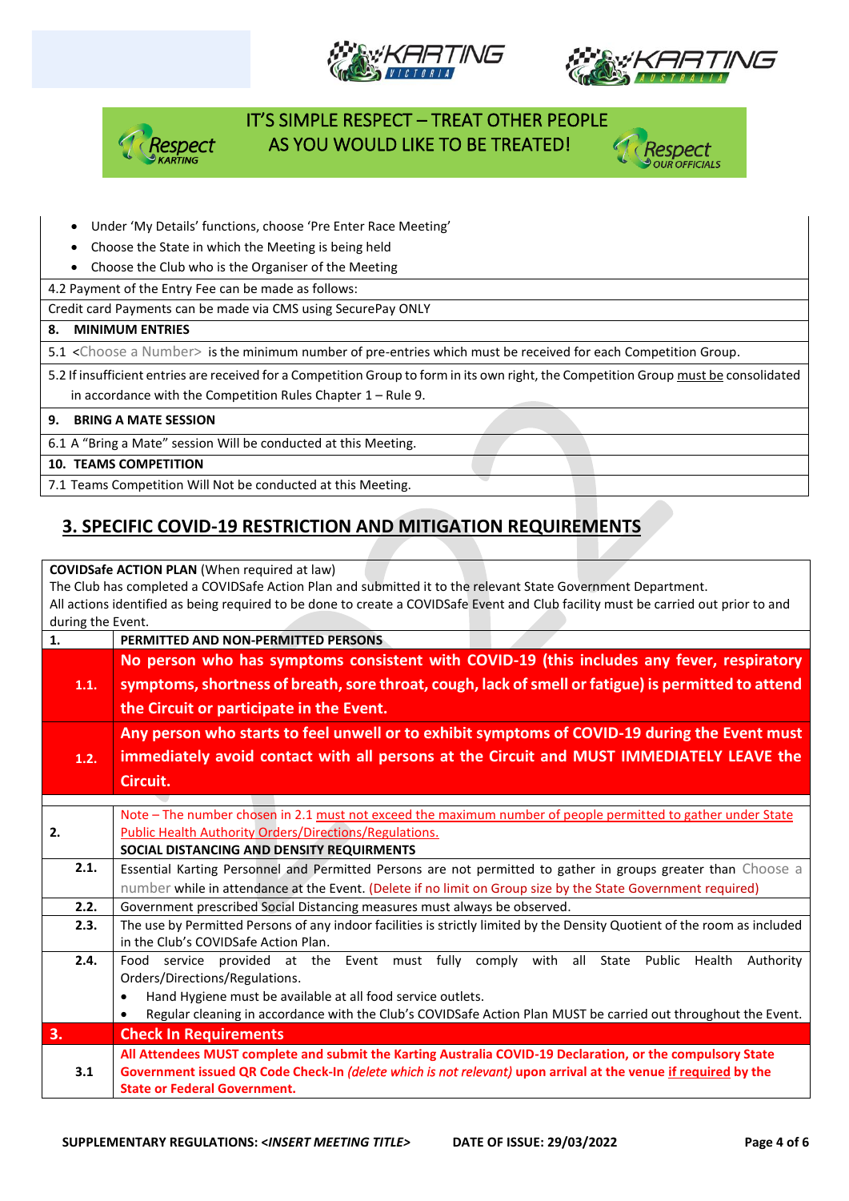IT'S SIMPLE RESPECT – TREAT OTHER PEOPLE AS YOU WOULD LIKE TO BE TREATED!

- Under 'My Details' functions, choose 'Pre Enter Race Meeting'
- Choose the State in which the Meeting is being held
- Choose the Club who is the Organiser of the Meeting

| |
|---|
| 4.2 Payment of the Entry Fee can be made as follows: |
| Credit card Payments can be made via CMS using SecurePay ONLY |
| **8. MINIMUM ENTRIES** |
| 5.1 <Choose a Number> is the minimum number of pre-entries which must be received for each Competition Group. |
| 5.2 If insufficient entries are received for a Competition Group to form in its own right, the Competition Group must be consolidated in accordance with the Competition Rules Chapter 1 – Rule 9. |
| **9. BRING A MATE SESSION** |
| 6.1 A "Bring a Mate" session Will be conducted at this Meeting. |
| **10. TEAMS COMPETITION** |
| 7.1 Teams Competition Will Not be conducted at this Meeting. |

## 3. SPECIFIC COVID-19 RESTRICTION AND MITIGATION REQUIREMENTS

**COVIDSafe ACTION PLAN** (When required at law)
The Club has completed a COVIDSafe Action Plan and submitted it to the relevant State Government Department.
All actions identified as being required to be done to create a COVIDSafe Event and Club facility must be carried out prior to and during the Event.

| | |
|---|---|
| **1.** | **PERMITTED AND NON-PERMITTED PERSONS** |
| **1.1.** | **No person who has symptoms consistent with COVID-19 (this includes any fever, respiratory symptoms, shortness of breath, sore throat, cough, lack of smell or fatigue) is permitted to attend the Circuit or participate in the Event.** |
| **1.2.** | **Any person who starts to feel unwell or to exhibit symptoms of COVID-19 during the Event must immediately avoid contact with all persons at the Circuit and MUST IMMEDIATELY LEAVE the Circuit.** |
| **2.** | Note – The number chosen in 2.1 must not exceed the maximum number of people permitted to gather under State Public Health Authority Orders/Directions/Regulations. **SOCIAL DISTANCING AND DENSITY REQUIRMENTS** |
| **2.1.** | Essential Karting Personnel and Permitted Persons are not permitted to gather in groups greater than Choose a number while in attendance at the Event. (Delete if no limit on Group size by the State Government required) |
| **2.2.** | Government prescribed Social Distancing measures must always be observed. |
| **2.3.** | The use by Permitted Persons of any indoor facilities is strictly limited by the Density Quotient of the room as included in the Club's COVIDSafe Action Plan. |
| **2.4.** | Food service provided at the Event must fully comply with all State Public Health Authority Orders/Directions/Regulations. <br>• Hand Hygiene must be available at all food service outlets. <br>• Regular cleaning in accordance with the Club's COVIDSafe Action Plan MUST be carried out throughout the Event. |
| **3.** | **Check In Requirements** |
| **3.1** | **All Attendees MUST complete and submit the Karting Australia COVID-19 Declaration, or the compulsory State Government issued QR Code Check-In *(delete which is not relevant)* upon arrival at the venue if required by the State or Federal Government.** |

**SUPPLEMENTARY REGULATIONS: <*INSERT MEETING TITLE*>** **DATE OF ISSUE: 29/03/2022**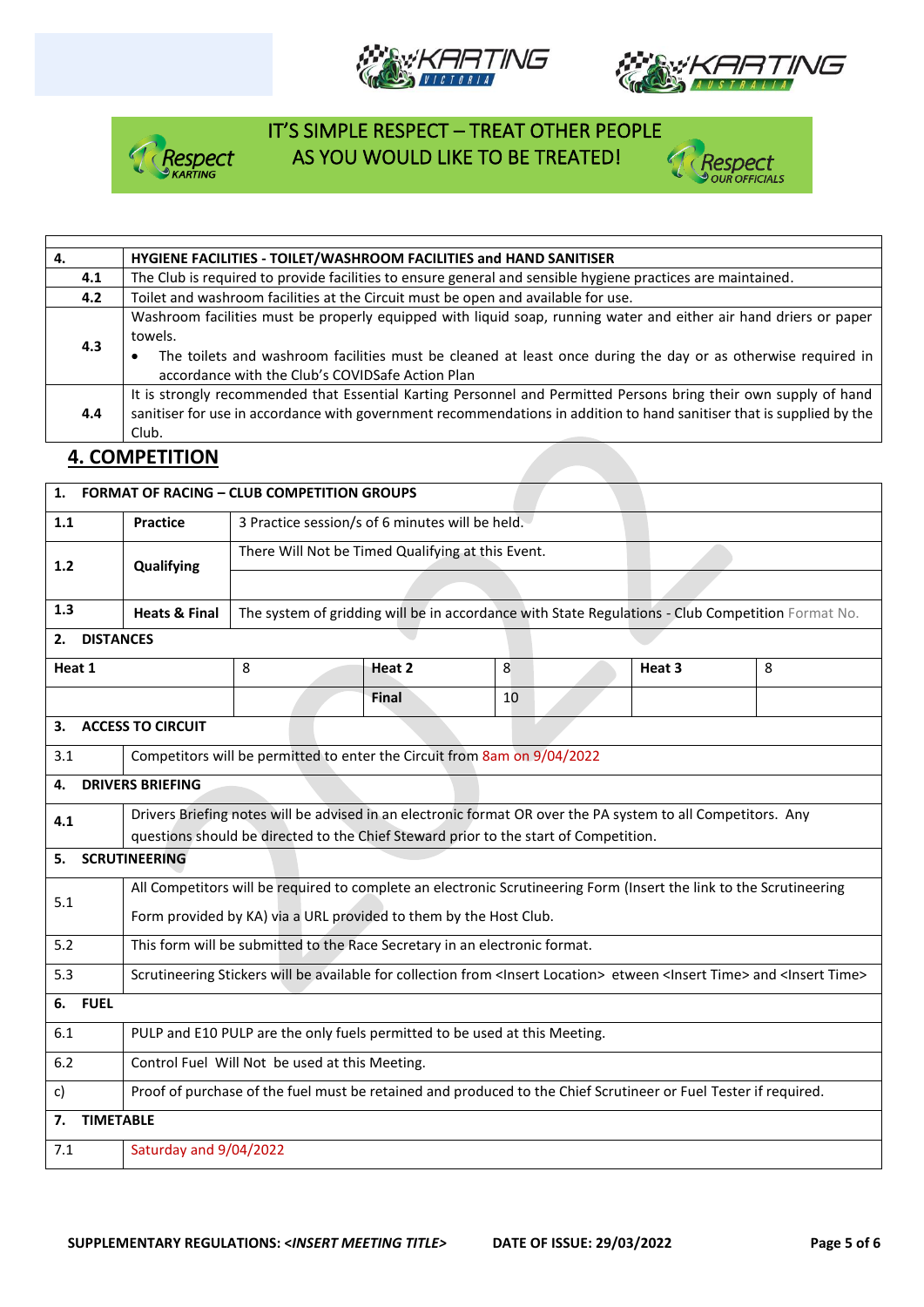IT'S SIMPLE RESPECT – TREAT OTHER PEOPLE AS YOU WOULD LIKE TO BE TREATED!

| | |
|---|---|
| **4.** | **HYGIENE FACILITIES - TOILET/WASHROOM FACILITIES and HAND SANITISER** |
| **4.1** | The Club is required to provide facilities to ensure general and sensible hygiene practices are maintained. |
| **4.2** | Toilet and washroom facilities at the Circuit must be open and available for use. |
| **4.3** | Washroom facilities must be properly equipped with liquid soap, running water and either air hand driers or paper towels. • The toilets and washroom facilities must be cleaned at least once during the day or as otherwise required in accordance with the Club's COVIDSafe Action Plan |
| **4.4** | It is strongly recommended that Essential Karting Personnel and Permitted Persons bring their own supply of hand sanitiser for use in accordance with government recommendations in addition to hand sanitiser that is supplied by the Club. |

## 4. COMPETITION

| | | | | | |
|---|---|---|---|---|---|
| **1. FORMAT OF RACING – CLUB COMPETITION GROUPS** | | | | | |
| **1.1** | **Practice** | 3 Practice session/s of 6 minutes will be held. | | | |
| **1.2** | **Qualifying** | There Will Not be Timed Qualifying at this Event. | | | |
| **1.3** | **Heats & Final** | The system of gridding will be in accordance with State Regulations - Club Competition Format No. | | | |
| **2. DISTANCES** | | | | | |
| **Heat 1** | 8 | **Heat 2** | 8 | **Heat 3** | 8 |
| | | **Final** | 10 | | |
| **3. ACCESS TO CIRCUIT** | | | | | |
| 3.1 | Competitors will be permitted to enter the Circuit from 8am on 9/04/2022 | | | | |
| **4. DRIVERS BRIEFING** | | | | | |
| **4.1** | Drivers Briefing notes will be advised in an electronic format OR over the PA system to all Competitors. Any questions should be directed to the Chief Steward prior to the start of Competition. | | | | |
| **5. SCRUTINEERING** | | | | | |
| 5.1 | All Competitors will be required to complete an electronic Scrutineering Form (Insert the link to the Scrutineering Form provided by KA) via a URL provided to them by the Host Club. | | | | |
| 5.2 | This form will be submitted to the Race Secretary in an electronic format. | | | | |
| 5.3 | Scrutineering Stickers will be available for collection from <Insert Location> etween <Insert Time> and <Insert Time> | | | | |
| **6. FUEL** | | | | | |
| 6.1 | PULP and E10 PULP are the only fuels permitted to be used at this Meeting. | | | | |
| 6.2 | Control Fuel Will Not be used at this Meeting. | | | | |
| c) | Proof of purchase of the fuel must be retained and produced to the Chief Scrutineer or Fuel Tester if required. | | | | |
| **7. TIMETABLE** | | | | | |
| 7.1 | Saturday and 9/04/2022 | | | | |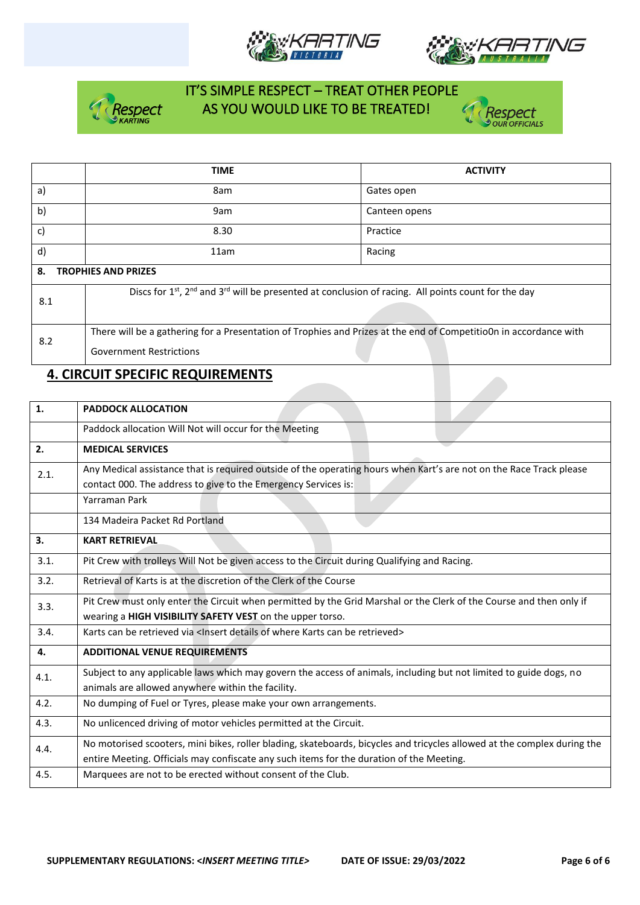IT'S SIMPLE RESPECT – TREAT OTHER PEOPLE AS YOU WOULD LIKE TO BE TREATED!

| | TIME | ACTIVITY |
|---|---|---|
| a) | 8am | Gates open |
| b) | 9am | Canteen opens |
| c) | 8.30 | Practice |
| d) | 11am | Racing |
| **8.** | **TROPHIES AND PRIZES** | |
| 8.1 | Discs for 1st, 2nd and 3rd will be presented at conclusion of racing. All points count for the day | |
| 8.2 | There will be a gathering for a Presentation of Trophies and Prizes at the end of Competitio0n in accordance with Government Restrictions | |

## 4. CIRCUIT SPECIFIC REQUIREMENTS

| | |
|---|---|
| **1.** | **PADDOCK ALLOCATION** |
| | Paddock allocation Will Not will occur for the Meeting |
| **2.** | **MEDICAL SERVICES** |
| 2.1. | Any Medical assistance that is required outside of the operating hours when Kart's are not on the Race Track please contact 000. The address to give to the Emergency Services is: |
| | Yarraman Park |
| | 134 Madeira Packet Rd Portland |
| **3.** | **KART RETRIEVAL** |
| 3.1. | Pit Crew with trolleys Will Not be given access to the Circuit during Qualifying and Racing. |
| 3.2. | Retrieval of Karts is at the discretion of the Clerk of the Course |
| 3.3. | Pit Crew must only enter the Circuit when permitted by the Grid Marshal or the Clerk of the Course and then only if wearing a **HIGH VISIBILITY SAFETY VEST** on the upper torso. |
| 3.4. | Karts can be retrieved via <Insert details of where Karts can be retrieved> |
| **4.** | **ADDITIONAL VENUE REQUIREMENTS** |
| 4.1. | Subject to any applicable laws which may govern the access of animals, including but not limited to guide dogs, no animals are allowed anywhere within the facility. |
| 4.2. | No dumping of Fuel or Tyres, please make your own arrangements. |
| 4.3. | No unlicenced driving of motor vehicles permitted at the Circuit. |
| 4.4. | No motorised scooters, mini bikes, roller blading, skateboards, bicycles and tricycles allowed at the complex during the entire Meeting. Officials may confiscate any such items for the duration of the Meeting. |
| 4.5. | Marquees are not to be erected without consent of the Club. |